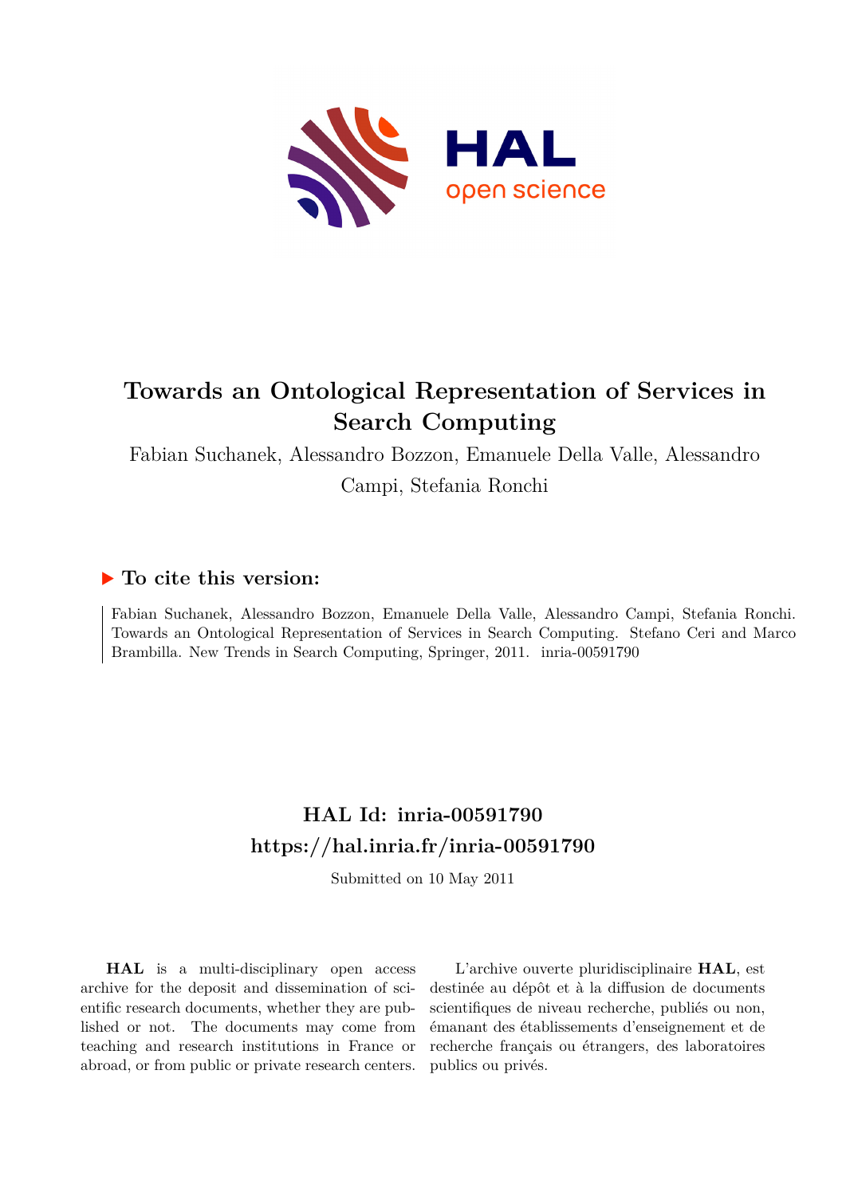# Towards an Ontological Representation of Services in Search Computing

Fabian Suchanek, Alessandro Bozzon, Emanuele Della Valle, Alessandro Campi, Stefania Ronchi

## ▶ To cite this version:

Fabian Suchanek, Alessandro Bozzon, Emanuele Della Valle, Alessandro Campi, Stefania Ronchi. Towards an Ontological Representation of Services in Search Computing. Stefano Ceri and Marco Brambilla. New Trends in Search Computing, Springer, 2011. inria-00591790

## HAL Id: inria-00591790
## https://hal.inria.fr/inria-00591790

Submitted on 10 May 2011

**HAL** is a multi-disciplinary open access archive for the deposit and dissemination of scientific research documents, whether they are published or not. The documents may come from teaching and research institutions in France or abroad, or from public or private research centers.

L'archive ouverte pluridisciplinaire **HAL**, est destinée au dépôt et à la diffusion de documents scientifiques de niveau recherche, publiés ou non, émanant des établissements d'enseignement et de recherche français ou étrangers, des laboratoires publics ou privés.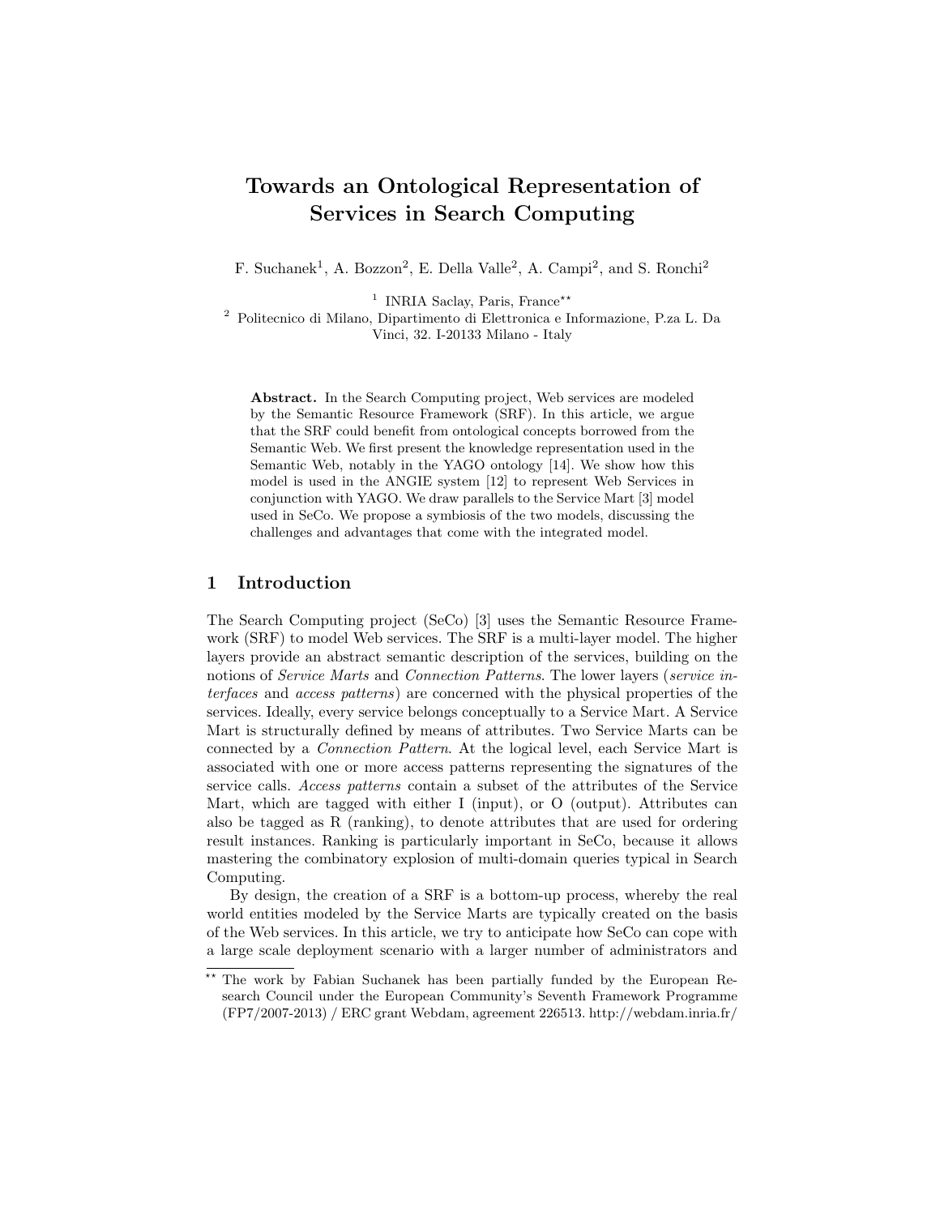# Towards an Ontological Representation of Services in Search Computing

F. Suchanek[1], A. Bozzon[2], E. Della Valle[2], A. Campi[2], and S. Ronchi[2]

[1] INRIA Saclay, Paris, France[**]

[2] Politecnico di Milano, Dipartimento di Elettronica e Informazione, P.za L. Da Vinci, 32. I-20133 Milano - Italy

**Abstract.** In the Search Computing project, Web services are modeled by the Semantic Resource Framework (SRF). In this article, we argue that the SRF could benefit from ontological concepts borrowed from the Semantic Web. We first present the knowledge representation used in the Semantic Web, notably in the YAGO ontology [14]. We show how this model is used in the ANGIE system [12] to represent Web Services in conjunction with YAGO. We draw parallels to the Service Mart [3] model used in SeCo. We propose a symbiosis of the two models, discussing the challenges and advantages that come with the integrated model.

## 1 Introduction

The Search Computing project (SeCo) [3] uses the Semantic Resource Framework (SRF) to model Web services. The SRF is a multi-layer model. The higher layers provide an abstract semantic description of the services, building on the notions of *Service Marts* and *Connection Patterns*. The lower layers (*service interfaces* and *access patterns*) are concerned with the physical properties of the services. Ideally, every service belongs conceptually to a Service Mart. A Service Mart is structurally defined by means of attributes. Two Service Marts can be connected by a *Connection Pattern*. At the logical level, each Service Mart is associated with one or more access patterns representing the signatures of the service calls. *Access patterns* contain a subset of the attributes of the Service Mart, which are tagged with either I (input), or O (output). Attributes can also be tagged as R (ranking), to denote attributes that are used for ordering result instances. Ranking is particularly important in SeCo, because it allows mastering the combinatory explosion of multi-domain queries typical in Search Computing.

By design, the creation of a SRF is a bottom-up process, whereby the real world entities modeled by the Service Marts are typically created on the basis of the Web services. In this article, we try to anticipate how SeCo can cope with a large scale deployment scenario with a larger number of administrators and

[**] The work by Fabian Suchanek has been partially funded by the European Research Council under the European Community's Seventh Framework Programme (FP7/2007-2013) / ERC grant Webdam, agreement 226513. http://webdam.inria.fr/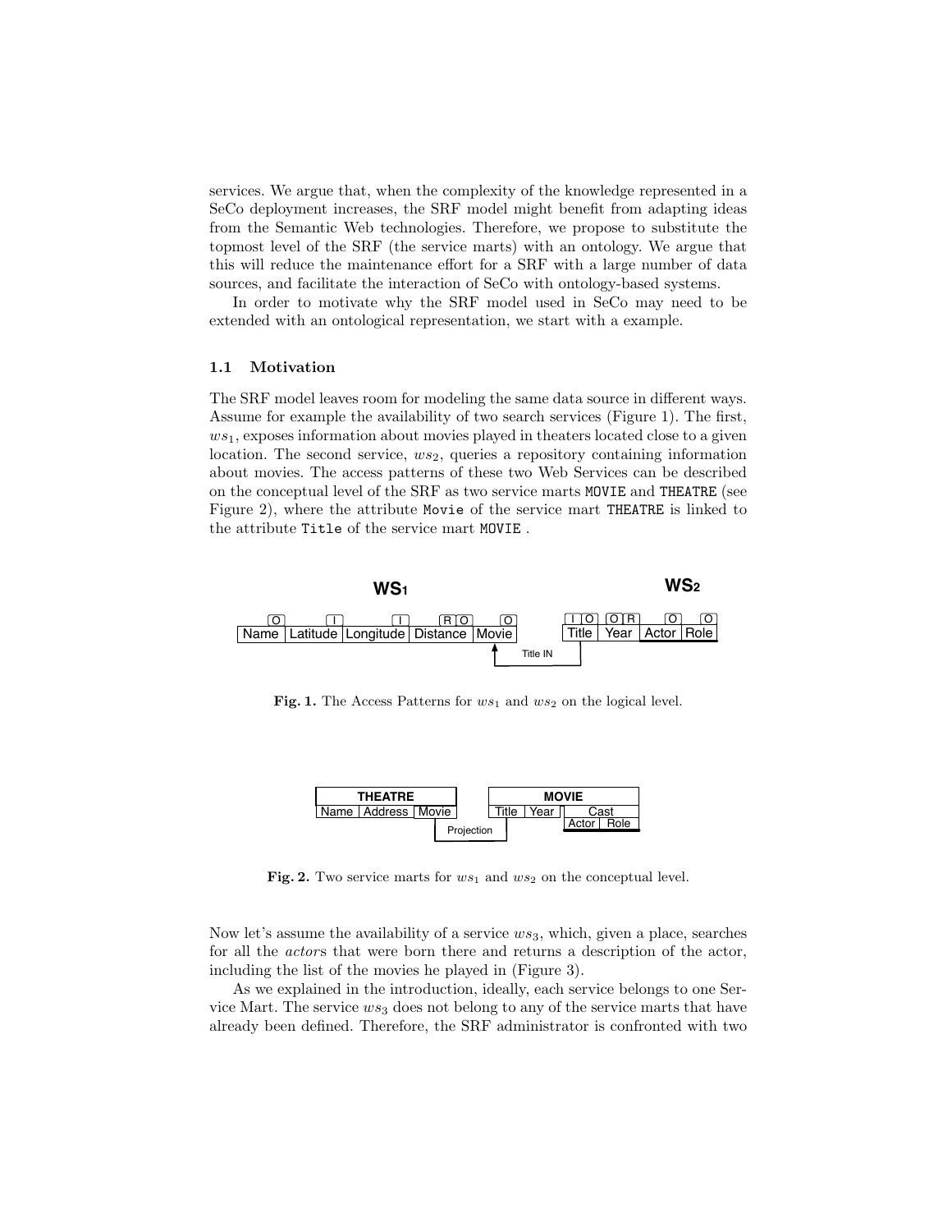services. We argue that, when the complexity of the knowledge represented in a SeCo deployment increases, the SRF model might benefit from adapting ideas from the Semantic Web technologies. Therefore, we propose to substitute the topmost level of the SRF (the service marts) with an ontology. We argue that this will reduce the maintenance effort for a SRF with a large number of data sources, and facilitate the interaction of SeCo with ontology-based systems.

In order to motivate why the SRF model used in SeCo may need to be extended with an ontological representation, we start with a example.

### 1.1 Motivation

The SRF model leaves room for modeling the same data source in different ways. Assume for example the availability of two search services (Figure 1). The first, $ws_1$, exposes information about movies played in theaters located close to a given location. The second service, $ws_2$, queries a repository containing information about movies. The access patterns of these two Web Services can be described on the conceptual level of the SRF as two service marts `MOVIE` and `THEATRE` (see Figure 2), where the attribute `Movie` of the service mart `THEATRE` is linked to the attribute `Title` of the service mart `MOVIE` .

| WS1 | | | | | | WS2 | | | |
|---|---|---|---|---|---|---|---|---|---|
| O | I | I | R O | O | | I O | O R | O | O |
| Name | Latitude | Longitude | Distance | Movie | | Title | Year | Actor | Role |

Title IN

**Fig. 1.** The Access Patterns for $ws_1$ and $ws_2$ on the logical level.

| THEATRE | | | | MOVIE | | | |
|---|---|---|---|---|---|---|---|
| Name | Address | Movie | | Title | Year | Cast | |
| | | | | | | Actor | Role |

Projection

**Fig. 2.** Two service marts for $ws_1$ and $ws_2$ on the conceptual level.

Now let's assume the availability of a service $ws_3$, which, given a place, searches for all the *actor*s that were born there and returns a description of the actor, including the list of the movies he played in (Figure 3).

As we explained in the introduction, ideally, each service belongs to one Service Mart. The service $ws_3$ does not belong to any of the service marts that have already been defined. Therefore, the SRF administrator is confronted with two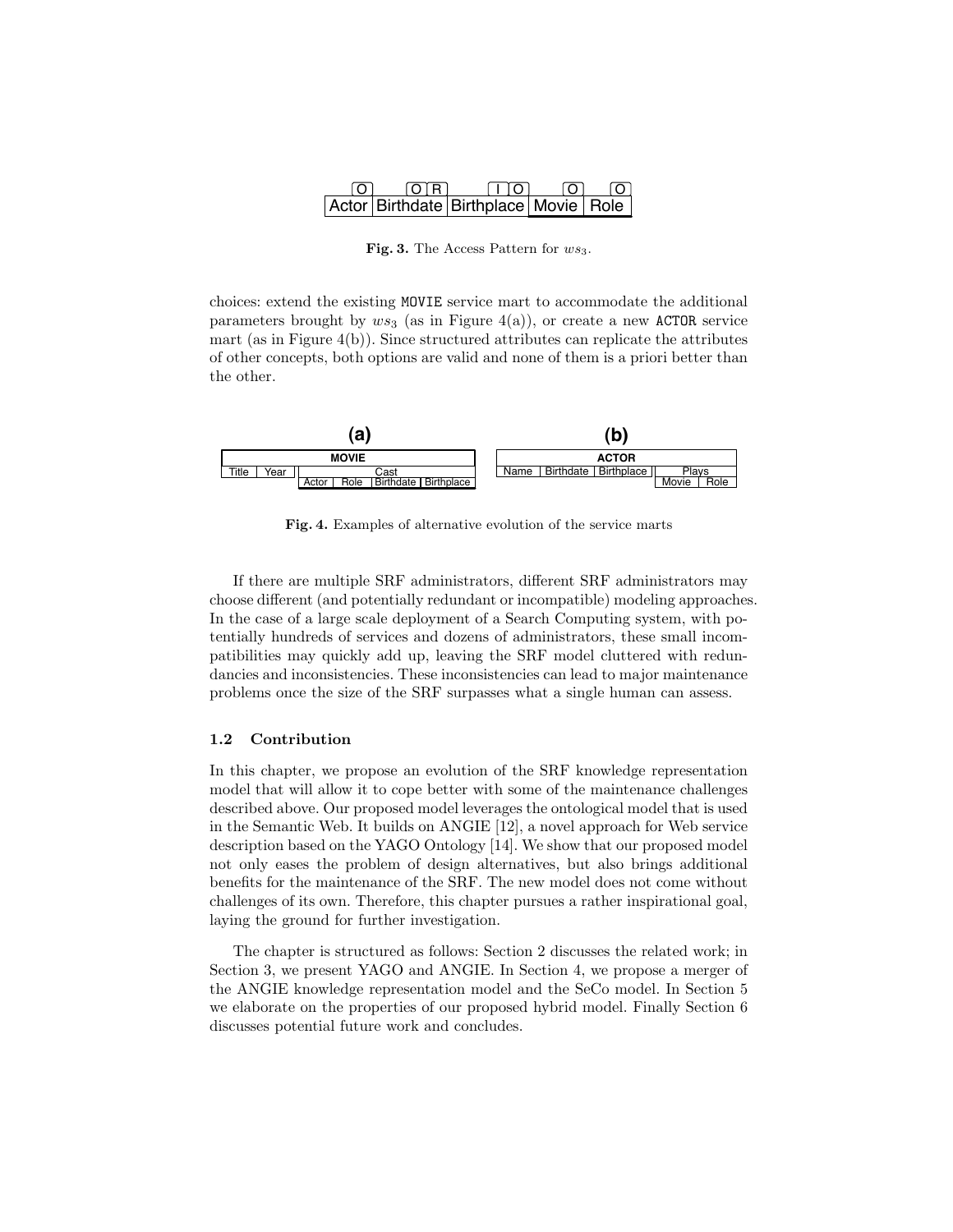| O | O R | I O | O | O |
|---|---|---|---|---|
| Actor | Birthdate | Birthplace | Movie | Role |

**Fig. 3.** The Access Pattern for $ws_3$.

choices: extend the existing MOVIE service mart to accommodate the additional parameters brought by $ws_3$ (as in Figure 4(a)), or create a new ACTOR service mart (as in Figure 4(b)). Since structured attributes can replicate the attributes of other concepts, both options are valid and none of them is a priori better than the other.

**(a)**

| MOVIE | | | | | |
|---|---|---|---|---|---|
| Title | Year | Cast | | | |
| | | Actor | Role | Birthdate | Birthplace |

**(b)**

| ACTOR | | | | |
|---|---|---|---|---|
| Name | Birthdate | Birthplace | Plays | |
| | | | Movie | Role |

**Fig. 4.** Examples of alternative evolution of the service marts

If there are multiple SRF administrators, different SRF administrators may choose different (and potentially redundant or incompatible) modeling approaches. In the case of a large scale deployment of a Search Computing system, with potentially hundreds of services and dozens of administrators, these small incompatibilities may quickly add up, leaving the SRF model cluttered with redundancies and inconsistencies. These inconsistencies can lead to major maintenance problems once the size of the SRF surpasses what a single human can assess.

### 1.2 Contribution

In this chapter, we propose an evolution of the SRF knowledge representation model that will allow it to cope better with some of the maintenance challenges described above. Our proposed model leverages the ontological model that is used in the Semantic Web. It builds on ANGIE [12], a novel approach for Web service description based on the YAGO Ontology [14]. We show that our proposed model not only eases the problem of design alternatives, but also brings additional benefits for the maintenance of the SRF. The new model does not come without challenges of its own. Therefore, this chapter pursues a rather inspirational goal, laying the ground for further investigation.

The chapter is structured as follows: Section 2 discusses the related work; in Section 3, we present YAGO and ANGIE. In Section 4, we propose a merger of the ANGIE knowledge representation model and the SeCo model. In Section 5 we elaborate on the properties of our proposed hybrid model. Finally Section 6 discusses potential future work and concludes.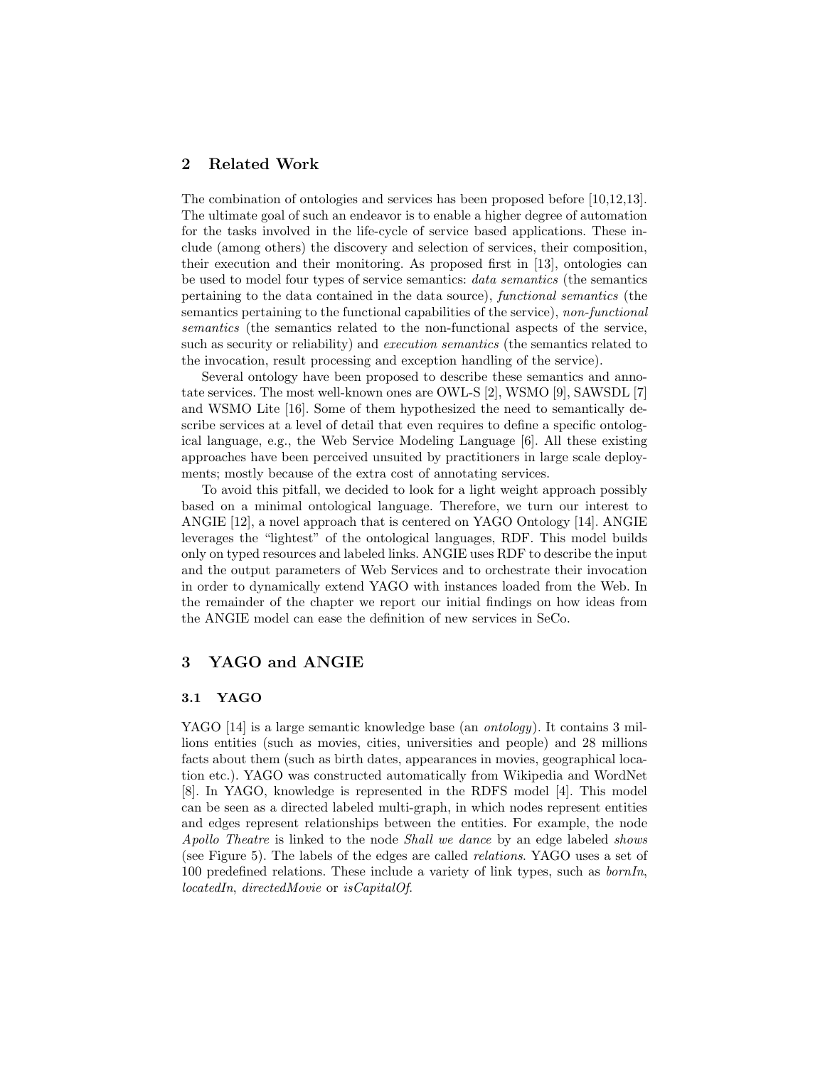## 2 Related Work

The combination of ontologies and services has been proposed before [10,12,13]. The ultimate goal of such an endeavor is to enable a higher degree of automation for the tasks involved in the life-cycle of service based applications. These include (among others) the discovery and selection of services, their composition, their execution and their monitoring. As proposed first in [13], ontologies can be used to model four types of service semantics: *data semantics* (the semantics pertaining to the data contained in the data source), *functional semantics* (the semantics pertaining to the functional capabilities of the service), *non-functional semantics* (the semantics related to the non-functional aspects of the service, such as security or reliability) and *execution semantics* (the semantics related to the invocation, result processing and exception handling of the service).

Several ontology have been proposed to describe these semantics and annotate services. The most well-known ones are OWL-S [2], WSMO [9], SAWSDL [7] and WSMO Lite [16]. Some of them hypothesized the need to semantically describe services at a level of detail that even requires to define a specific ontological language, e.g., the Web Service Modeling Language [6]. All these existing approaches have been perceived unsuited by practitioners in large scale deployments; mostly because of the extra cost of annotating services.

To avoid this pitfall, we decided to look for a light weight approach possibly based on a minimal ontological language. Therefore, we turn our interest to ANGIE [12], a novel approach that is centered on YAGO Ontology [14]. ANGIE leverages the "lightest" of the ontological languages, RDF. This model builds only on typed resources and labeled links. ANGIE uses RDF to describe the input and the output parameters of Web Services and to orchestrate their invocation in order to dynamically extend YAGO with instances loaded from the Web. In the remainder of the chapter we report our initial findings on how ideas from the ANGIE model can ease the definition of new services in SeCo.

## 3 YAGO and ANGIE

### 3.1 YAGO

YAGO [14] is a large semantic knowledge base (an *ontology*). It contains 3 millions entities (such as movies, cities, universities and people) and 28 millions facts about them (such as birth dates, appearances in movies, geographical location etc.). YAGO was constructed automatically from Wikipedia and WordNet [8]. In YAGO, knowledge is represented in the RDFS model [4]. This model can be seen as a directed labeled multi-graph, in which nodes represent entities and edges represent relationships between the entities. For example, the node *Apollo Theatre* is linked to the node *Shall we dance* by an edge labeled *shows* (see Figure 5). The labels of the edges are called *relations*. YAGO uses a set of 100 predefined relations. These include a variety of link types, such as *bornIn*, *locatedIn*, *directedMovie* or *isCapitalOf*.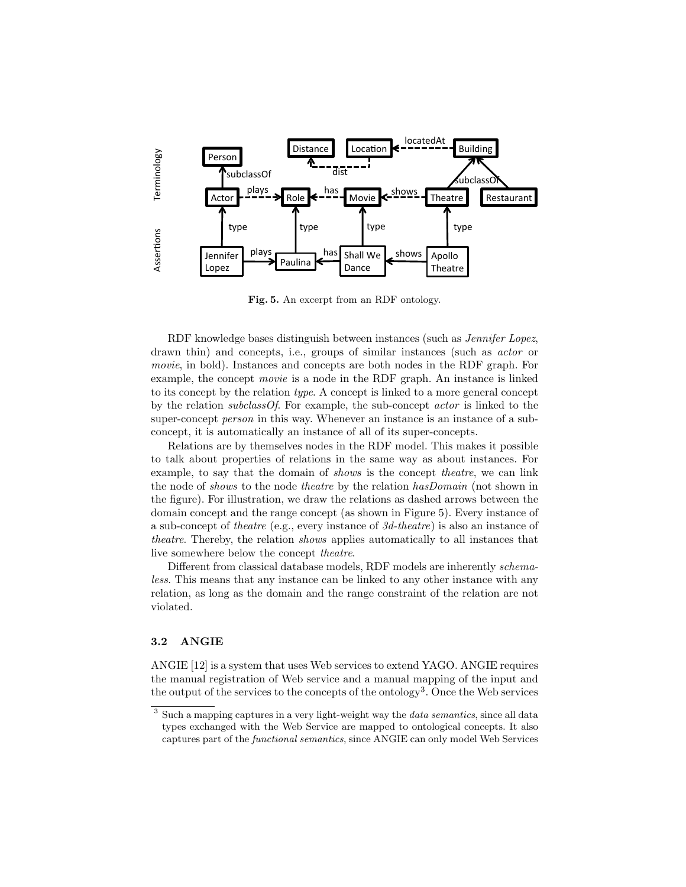Terminology

Person

subclassOf

Actor

plays

Role

has

Movie

shows

Theatre

Distance

Location

dist

locatedAt

Building

subclassOf

Restaurant

Assertions

type

type

type

type

Jennifer Lopez

plays

Paulina

has

Shall We Dance

shows

Apollo Theatre

**Fig. 5.** An excerpt from an RDF ontology.

RDF knowledge bases distinguish between instances (such as *Jennifer Lopez*, drawn thin) and concepts, i.e., groups of similar instances (such as *actor* or *movie*, in bold). Instances and concepts are both nodes in the RDF graph. For example, the concept *movie* is a node in the RDF graph. An instance is linked to its concept by the relation *type*. A concept is linked to a more general concept by the relation *subclassOf*. For example, the sub-concept *actor* is linked to the super-concept *person* in this way. Whenever an instance is an instance of a sub-concept, it is automatically an instance of all of its super-concepts.

Relations are by themselves nodes in the RDF model. This makes it possible to talk about properties of relations in the same way as about instances. For example, to say that the domain of *shows* is the concept *theatre*, we can link the node of *shows* to the node *theatre* by the relation *hasDomain* (not shown in the figure). For illustration, we draw the relations as dashed arrows between the domain concept and the range concept (as shown in Figure 5). Every instance of a sub-concept of *theatre* (e.g., every instance of *3d-theatre*) is also an instance of *theatre*. Thereby, the relation *shows* applies automatically to all instances that live somewhere below the concept *theatre*.

Different from classical database models, RDF models are inherently *schema-less*. This means that any instance can be linked to any other instance with any relation, as long as the domain and the range constraint of the relation are not violated.

### 3.2 ANGIE

ANGIE [12] is a system that uses Web services to extend YAGO. ANGIE requires the manual registration of Web service and a manual mapping of the input and the output of the services to the concepts of the ontology[3]. Once the Web services

[3] Such a mapping captures in a very light-weight way the *data semantics*, since all data types exchanged with the Web Service are mapped to ontological concepts. It also captures part of the *functional semantics*, since ANGIE can only model Web Services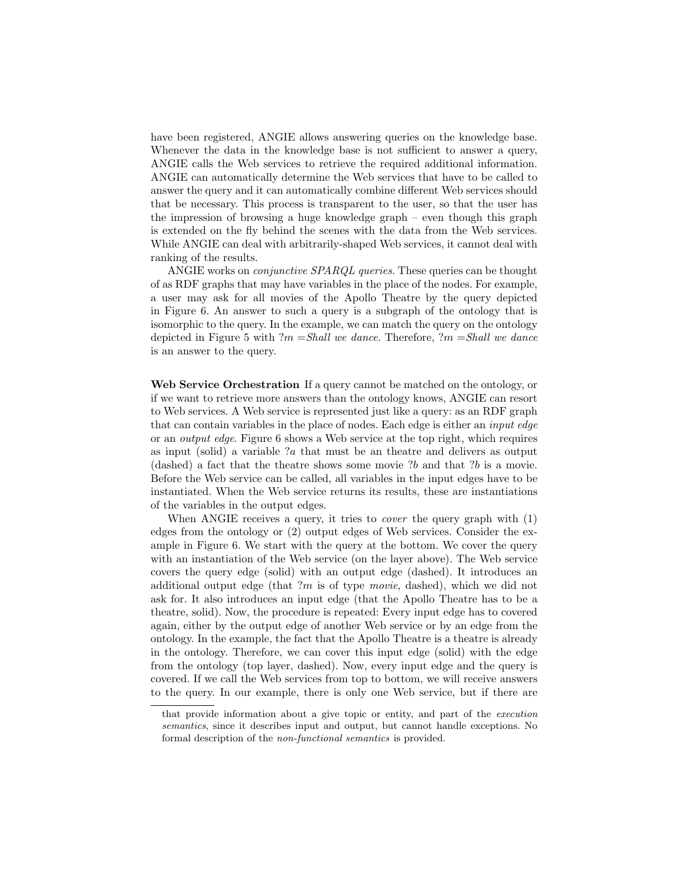have been registered, ANGIE allows answering queries on the knowledge base. Whenever the data in the knowledge base is not sufficient to answer a query, ANGIE calls the Web services to retrieve the required additional information. ANGIE can automatically determine the Web services that have to be called to answer the query and it can automatically combine different Web services should that be necessary. This process is transparent to the user, so that the user has the impression of browsing a huge knowledge graph – even though this graph is extended on the fly behind the scenes with the data from the Web services. While ANGIE can deal with arbitrarily-shaped Web services, it cannot deal with ranking of the results.

ANGIE works on *conjunctive SPARQL queries*. These queries can be thought of as RDF graphs that may have variables in the place of the nodes. For example, a user may ask for all movies of the Apollo Theatre by the query depicted in Figure 6. An answer to such a query is a subgraph of the ontology that is isomorphic to the query. In the example, we can match the query on the ontology depicted in Figure 5 with $?m =$ *Shall we dance*. Therefore, $?m =$ *Shall we dance* is an answer to the query.

**Web Service Orchestration** If a query cannot be matched on the ontology, or if we want to retrieve more answers than the ontology knows, ANGIE can resort to Web services. A Web service is represented just like a query: as an RDF graph that can contain variables in the place of nodes. Each edge is either an *input edge* or an *output edge*. Figure 6 shows a Web service at the top right, which requires as input (solid) a variable $?a$ that must be an theatre and delivers as output (dashed) a fact that the theatre shows some movie $?b$ and that $?b$ is a movie. Before the Web service can be called, all variables in the input edges have to be instantiated. When the Web service returns its results, these are instantiations of the variables in the output edges.

When ANGIE receives a query, it tries to *cover* the query graph with (1) edges from the ontology or (2) output edges of Web services. Consider the example in Figure 6. We start with the query at the bottom. We cover the query with an instantiation of the Web service (on the layer above). The Web service covers the query edge (solid) with an output edge (dashed). It introduces an additional output edge (that $?m$ is of type *movie*, dashed), which we did not ask for. It also introduces an input edge (that the Apollo Theatre has to be a theatre, solid). Now, the procedure is repeated: Every input edge has to covered again, either by the output edge of another Web service or by an edge from the ontology. In the example, the fact that the Apollo Theatre is a theatre is already in the ontology. Therefore, we can cover this input edge (solid) with the edge from the ontology (top layer, dashed). Now, every input edge and the query is covered. If we call the Web services from top to bottom, we will receive answers to the query. In our example, there is only one Web service, but if there are

that provide information about a give topic or entity, and part of the *execution semantics*, since it describes input and output, but cannot handle exceptions. No formal description of the *non-functional semantics* is provided.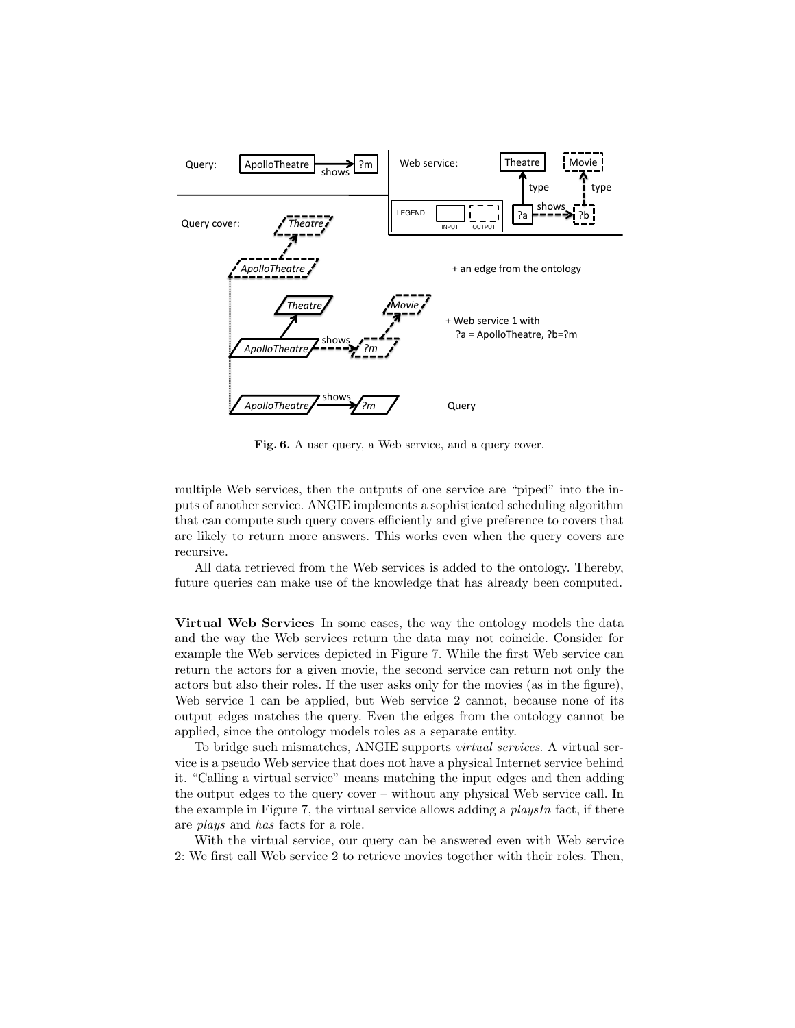**Fig. 6.** A user query, a Web service, and a query cover.

multiple Web services, then the outputs of one service are "piped" into the inputs of another service. ANGIE implements a sophisticated scheduling algorithm that can compute such query covers efficiently and give preference to covers that are likely to return more answers. This works even when the query covers are recursive.

All data retrieved from the Web services is added to the ontology. Thereby, future queries can make use of the knowledge that has already been computed.

**Virtual Web Services** In some cases, the way the ontology models the data and the way the Web services return the data may not coincide. Consider for example the Web services depicted in Figure 7. While the first Web service can return the actors for a given movie, the second service can return not only the actors but also their roles. If the user asks only for the movies (as in the figure), Web service 1 can be applied, but Web service 2 cannot, because none of its output edges matches the query. Even the edges from the ontology cannot be applied, since the ontology models roles as a separate entity.

To bridge such mismatches, ANGIE supports *virtual services*. A virtual service is a pseudo Web service that does not have a physical Internet service behind it. "Calling a virtual service" means matching the input edges and then adding the output edges to the query cover – without any physical Web service call. In the example in Figure 7, the virtual service allows adding a *playsIn* fact, if there are *plays* and *has* facts for a role.

With the virtual service, our query can be answered even with Web service 2: We first call Web service 2 to retrieve movies together with their roles. Then,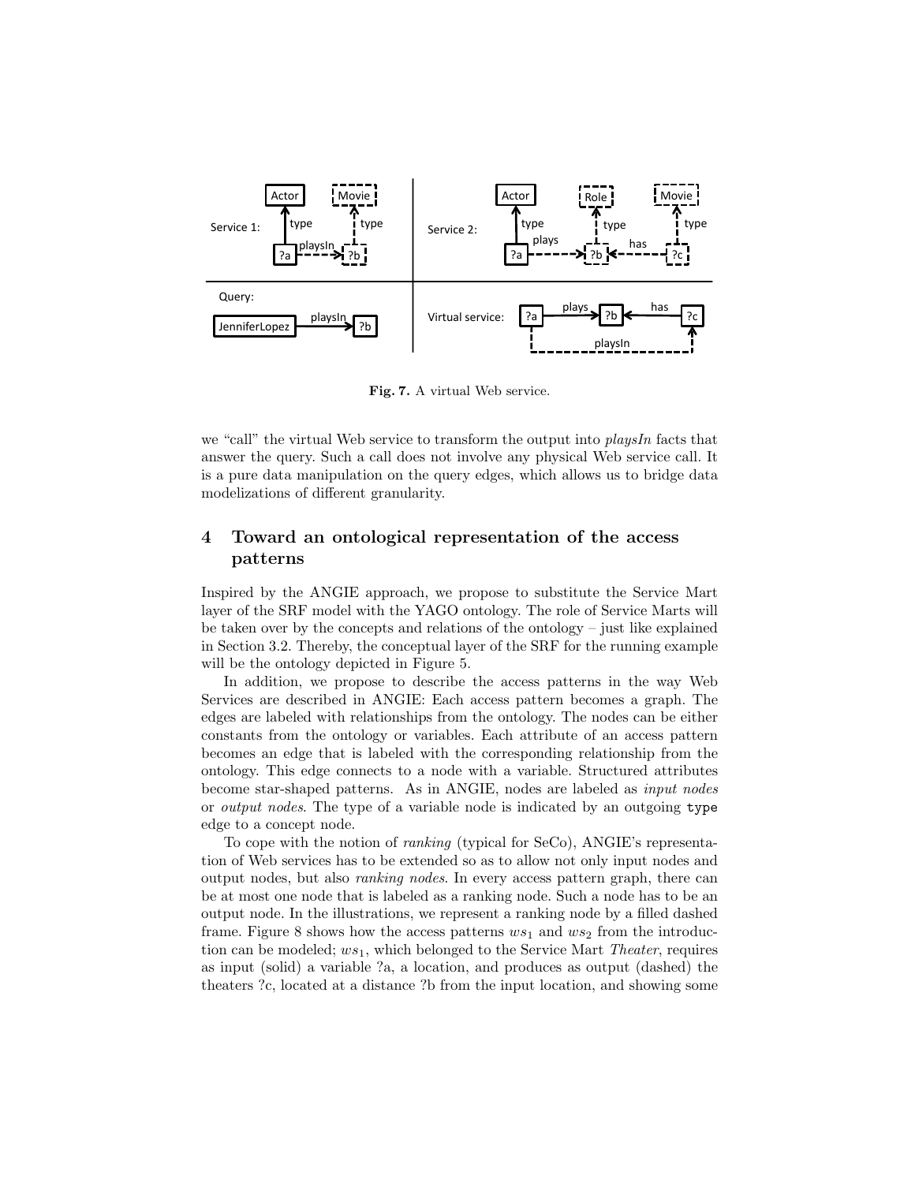Fig. 7. A virtual Web service.

we "call" the virtual Web service to transform the output into *playsIn* facts that answer the query. Such a call does not involve any physical Web service call. It is a pure data manipulation on the query edges, which allows us to bridge data modelizations of different granularity.

## 4 Toward an ontological representation of the access patterns

Inspired by the ANGIE approach, we propose to substitute the Service Mart layer of the SRF model with the YAGO ontology. The role of Service Marts will be taken over by the concepts and relations of the ontology – just like explained in Section 3.2. Thereby, the conceptual layer of the SRF for the running example will be the ontology depicted in Figure 5.

In addition, we propose to describe the access patterns in the way Web Services are described in ANGIE: Each access pattern becomes a graph. The edges are labeled with relationships from the ontology. The nodes can be either constants from the ontology or variables. Each attribute of an access pattern becomes an edge that is labeled with the corresponding relationship from the ontology. This edge connects to a node with a variable. Structured attributes become star-shaped patterns. As in ANGIE, nodes are labeled as *input nodes* or *output nodes*. The type of a variable node is indicated by an outgoing `type` edge to a concept node.

To cope with the notion of *ranking* (typical for SeCo), ANGIE's representation of Web services has to be extended so as to allow not only input nodes and output nodes, but also *ranking nodes*. In every access pattern graph, there can be at most one node that is labeled as a ranking node. Such a node has to be an output node. In the illustrations, we represent a ranking node by a filled dashed frame. Figure 8 shows how the access patterns $ws_1$ and $ws_2$ from the introduction can be modeled; $ws_1$, which belonged to the Service Mart *Theater*, requires as input (solid) a variable ?a, a location, and produces as output (dashed) the theaters ?c, located at a distance ?b from the input location, and showing some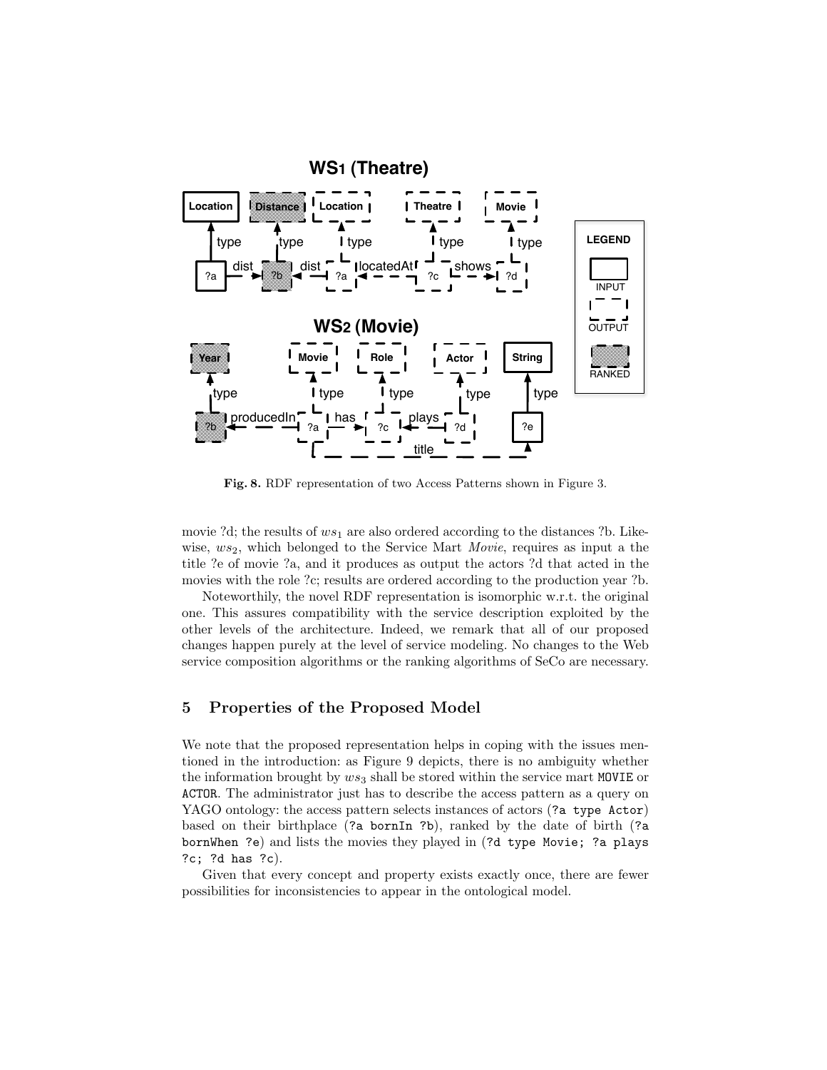Fig. 8. RDF representation of two Access Patterns shown in Figure 3.

movie ?d; the results of $ws_1$ are also ordered according to the distances ?b. Likewise, $ws_2$, which belonged to the Service Mart *Movie*, requires as input a the title ?e of movie ?a, and it produces as output the actors ?d that acted in the movies with the role ?c; results are ordered according to the production year ?b.

Noteworthily, the novel RDF representation is isomorphic w.r.t. the original one. This assures compatibility with the service description exploited by the other levels of the architecture. Indeed, we remark that all of our proposed changes happen purely at the level of service modeling. No changes to the Web service composition algorithms or the ranking algorithms of SeCo are necessary.

## 5 Properties of the Proposed Model

We note that the proposed representation helps in coping with the issues mentioned in the introduction: as Figure 9 depicts, there is no ambiguity whether the information brought by $ws_3$ shall be stored within the service mart `MOVIE` or `ACTOR`. The administrator just has to describe the access pattern as a query on YAGO ontology: the access pattern selects instances of actors (`?a type Actor`) based on their birthplace (`?a bornIn ?b`), ranked by the date of birth (`?a bornWhen ?e`) and lists the movies they played in (`?d type Movie; ?a plays ?c; ?d has ?c`).

Given that every concept and property exists exactly once, there are fewer possibilities for inconsistencies to appear in the ontological model.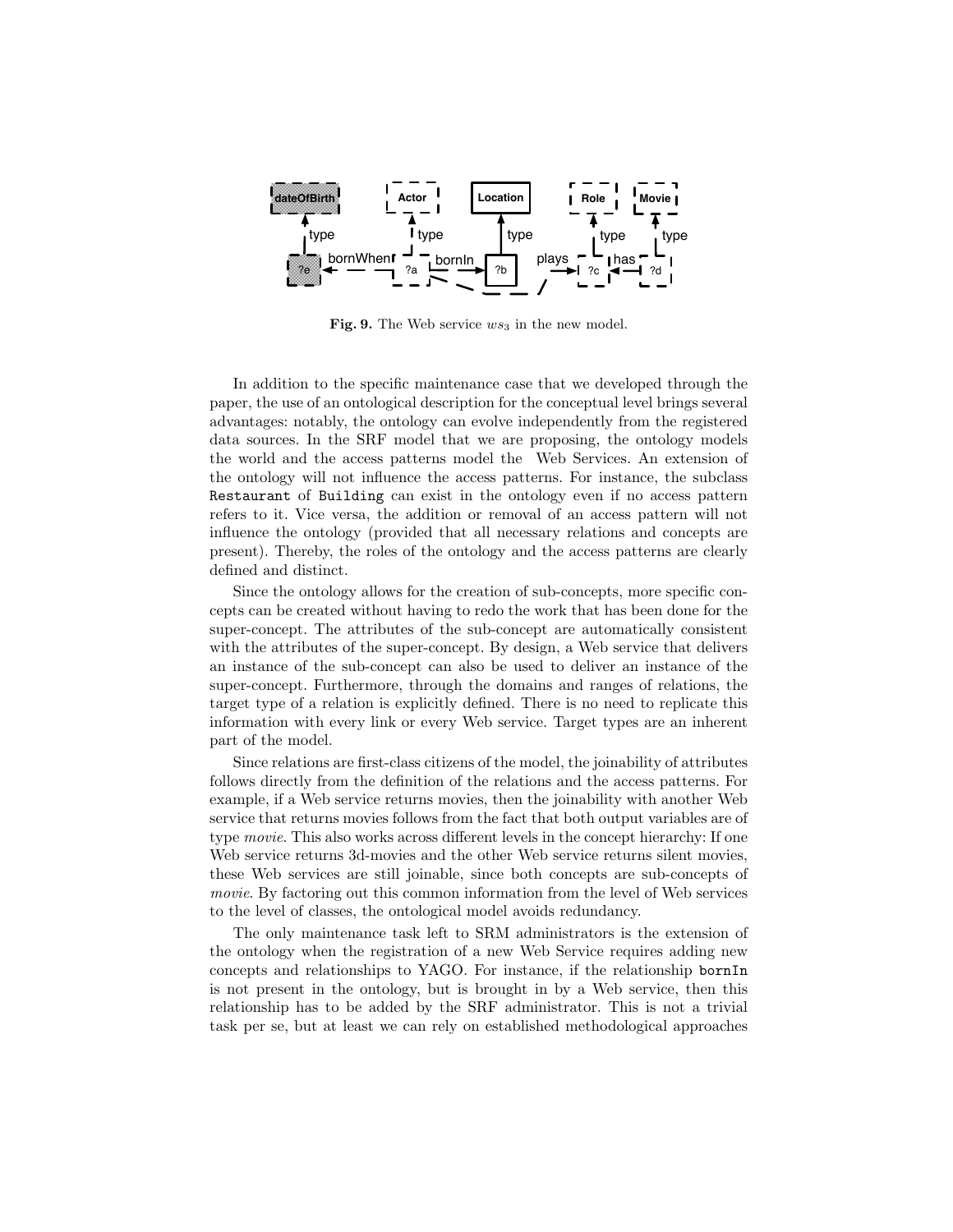dateOfBirth

Actor

Location

Role

Movie

type

type

type

type

type

?e

bornWhen

?a

bornIn

?b

plays

?c

has

?d

**Fig. 9.** The Web service $ws_3$ in the new model.

In addition to the specific maintenance case that we developed through the paper, the use of an ontological description for the conceptual level brings several advantages: notably, the ontology can evolve independently from the registered data sources. In the SRF model that we are proposing, the ontology models the world and the access patterns model the Web Services. An extension of the ontology will not influence the access patterns. For instance, the subclass `Restaurant` of `Building` can exist in the ontology even if no access pattern refers to it. Vice versa, the addition or removal of an access pattern will not influence the ontology (provided that all necessary relations and concepts are present). Thereby, the roles of the ontology and the access patterns are clearly defined and distinct.

Since the ontology allows for the creation of sub-concepts, more specific concepts can be created without having to redo the work that has been done for the super-concept. The attributes of the sub-concept are automatically consistent with the attributes of the super-concept. By design, a Web service that delivers an instance of the sub-concept can also be used to deliver an instance of the super-concept. Furthermore, through the domains and ranges of relations, the target type of a relation is explicitly defined. There is no need to replicate this information with every link or every Web service. Target types are an inherent part of the model.

Since relations are first-class citizens of the model, the joinability of attributes follows directly from the definition of the relations and the access patterns. For example, if a Web service returns movies, then the joinability with another Web service that returns movies follows from the fact that both output variables are of type *movie*. This also works across different levels in the concept hierarchy: If one Web service returns 3d-movies and the other Web service returns silent movies, these Web services are still joinable, since both concepts are sub-concepts of *movie*. By factoring out this common information from the level of Web services to the level of classes, the ontological model avoids redundancy.

The only maintenance task left to SRM administrators is the extension of the ontology when the registration of a new Web Service requires adding new concepts and relationships to YAGO. For instance, if the relationship `bornIn` is not present in the ontology, but is brought in by a Web service, then this relationship has to be added by the SRF administrator. This is not a trivial task per se, but at least we can rely on established methodological approaches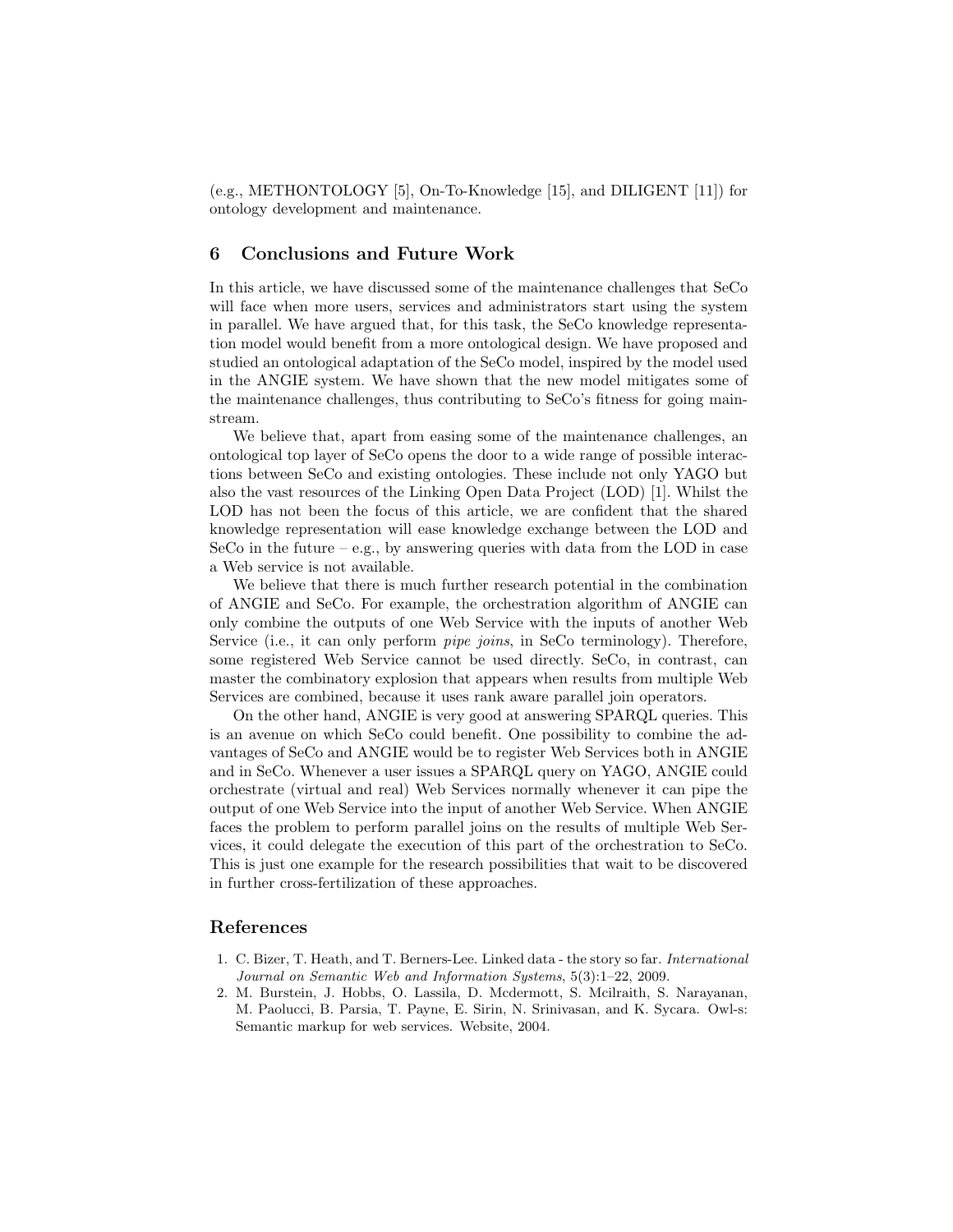(e.g., METHONTOLOGY [5], On-To-Knowledge [15], and DILIGENT [11]) for ontology development and maintenance.

## 6 Conclusions and Future Work

In this article, we have discussed some of the maintenance challenges that SeCo will face when more users, services and administrators start using the system in parallel. We have argued that, for this task, the SeCo knowledge representation model would benefit from a more ontological design. We have proposed and studied an ontological adaptation of the SeCo model, inspired by the model used in the ANGIE system. We have shown that the new model mitigates some of the maintenance challenges, thus contributing to SeCo's fitness for going mainstream.

We believe that, apart from easing some of the maintenance challenges, an ontological top layer of SeCo opens the door to a wide range of possible interactions between SeCo and existing ontologies. These include not only YAGO but also the vast resources of the Linking Open Data Project (LOD) [1]. Whilst the LOD has not been the focus of this article, we are confident that the shared knowledge representation will ease knowledge exchange between the LOD and SeCo in the future – e.g., by answering queries with data from the LOD in case a Web service is not available.

We believe that there is much further research potential in the combination of ANGIE and SeCo. For example, the orchestration algorithm of ANGIE can only combine the outputs of one Web Service with the inputs of another Web Service (i.e., it can only perform *pipe joins*, in SeCo terminology). Therefore, some registered Web Service cannot be used directly. SeCo, in contrast, can master the combinatory explosion that appears when results from multiple Web Services are combined, because it uses rank aware parallel join operators.

On the other hand, ANGIE is very good at answering SPARQL queries. This is an avenue on which SeCo could benefit. One possibility to combine the advantages of SeCo and ANGIE would be to register Web Services both in ANGIE and in SeCo. Whenever a user issues a SPARQL query on YAGO, ANGIE could orchestrate (virtual and real) Web Services normally whenever it can pipe the output of one Web Service into the input of another Web Service. When ANGIE faces the problem to perform parallel joins on the results of multiple Web Services, it could delegate the execution of this part of the orchestration to SeCo. This is just one example for the research possibilities that wait to be discovered in further cross-fertilization of these approaches.

## References

1. C. Bizer, T. Heath, and T. Berners-Lee. Linked data - the story so far. *International Journal on Semantic Web and Information Systems*, 5(3):1–22, 2009.
2. M. Burstein, J. Hobbs, O. Lassila, D. Mcdermott, S. Mcilraith, S. Narayanan, M. Paolucci, B. Parsia, T. Payne, E. Sirin, N. Srinivasan, and K. Sycara. Owl-s: Semantic markup for web services. Website, 2004.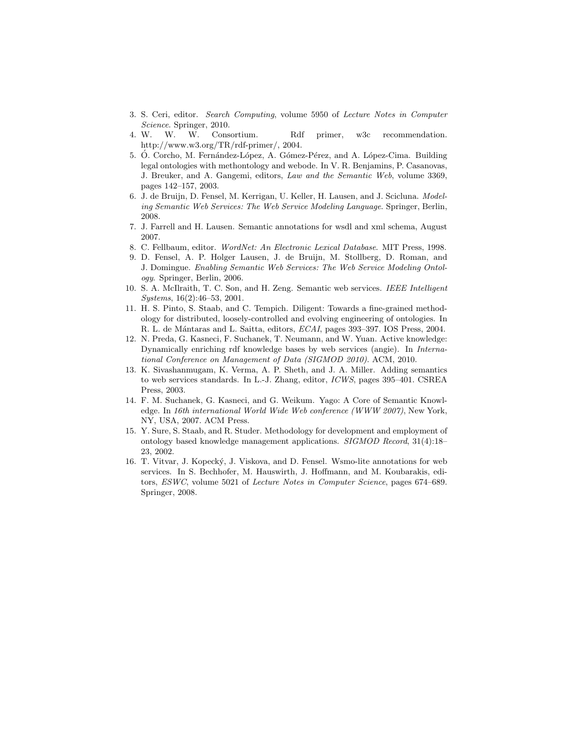3. S. Ceri, editor. *Search Computing*, volume 5950 of *Lecture Notes in Computer Science*. Springer, 2010.
4. W. W. W. Consortium. Rdf primer, w3c recommendation. http://www.w3.org/TR/rdf-primer/, 2004.
5. Ó. Corcho, M. Fernández-López, A. Gómez-Pérez, and A. López-Cima. Building legal ontologies with methontology and webode. In V. R. Benjamins, P. Casanovas, J. Breuker, and A. Gangemi, editors, *Law and the Semantic Web*, volume 3369, pages 142–157, 2003.
6. J. de Bruijn, D. Fensel, M. Kerrigan, U. Keller, H. Lausen, and J. Scicluna. *Modeling Semantic Web Services: The Web Service Modeling Language*. Springer, Berlin, 2008.
7. J. Farrell and H. Lausen. Semantic annotations for wsdl and xml schema, August 2007.
8. C. Fellbaum, editor. *WordNet: An Electronic Lexical Database*. MIT Press, 1998.
9. D. Fensel, A. P. Holger Lausen, J. de Bruijn, M. Stollberg, D. Roman, and J. Domingue. *Enabling Semantic Web Services: The Web Service Modeling Ontology*. Springer, Berlin, 2006.
10. S. A. McIlraith, T. C. Son, and H. Zeng. Semantic web services. *IEEE Intelligent Systems*, 16(2):46–53, 2001.
11. H. S. Pinto, S. Staab, and C. Tempich. Diligent: Towards a fine-grained methodology for distributed, loosely-controlled and evolving engineering of ontologies. In R. L. de Mántaras and L. Saitta, editors, *ECAI*, pages 393–397. IOS Press, 2004.
12. N. Preda, G. Kasneci, F. Suchanek, T. Neumann, and W. Yuan. Active knowledge: Dynamically enriching rdf knowledge bases by web services (angie). In *International Conference on Management of Data (SIGMOD 2010)*. ACM, 2010.
13. K. Sivashanmugam, K. Verma, A. P. Sheth, and J. A. Miller. Adding semantics to web services standards. In L.-J. Zhang, editor, *ICWS*, pages 395–401. CSREA Press, 2003.
14. F. M. Suchanek, G. Kasneci, and G. Weikum. Yago: A Core of Semantic Knowledge. In *16th international World Wide Web conference (WWW 2007)*, New York, NY, USA, 2007. ACM Press.
15. Y. Sure, S. Staab, and R. Studer. Methodology for development and employment of ontology based knowledge management applications. *SIGMOD Record*, 31(4):18–23, 2002.
16. T. Vitvar, J. Kopecký, J. Viskova, and D. Fensel. Wsmo-lite annotations for web services. In S. Bechhofer, M. Hauswirth, J. Hoffmann, and M. Koubarakis, editors, *ESWC*, volume 5021 of *Lecture Notes in Computer Science*, pages 674–689. Springer, 2008.